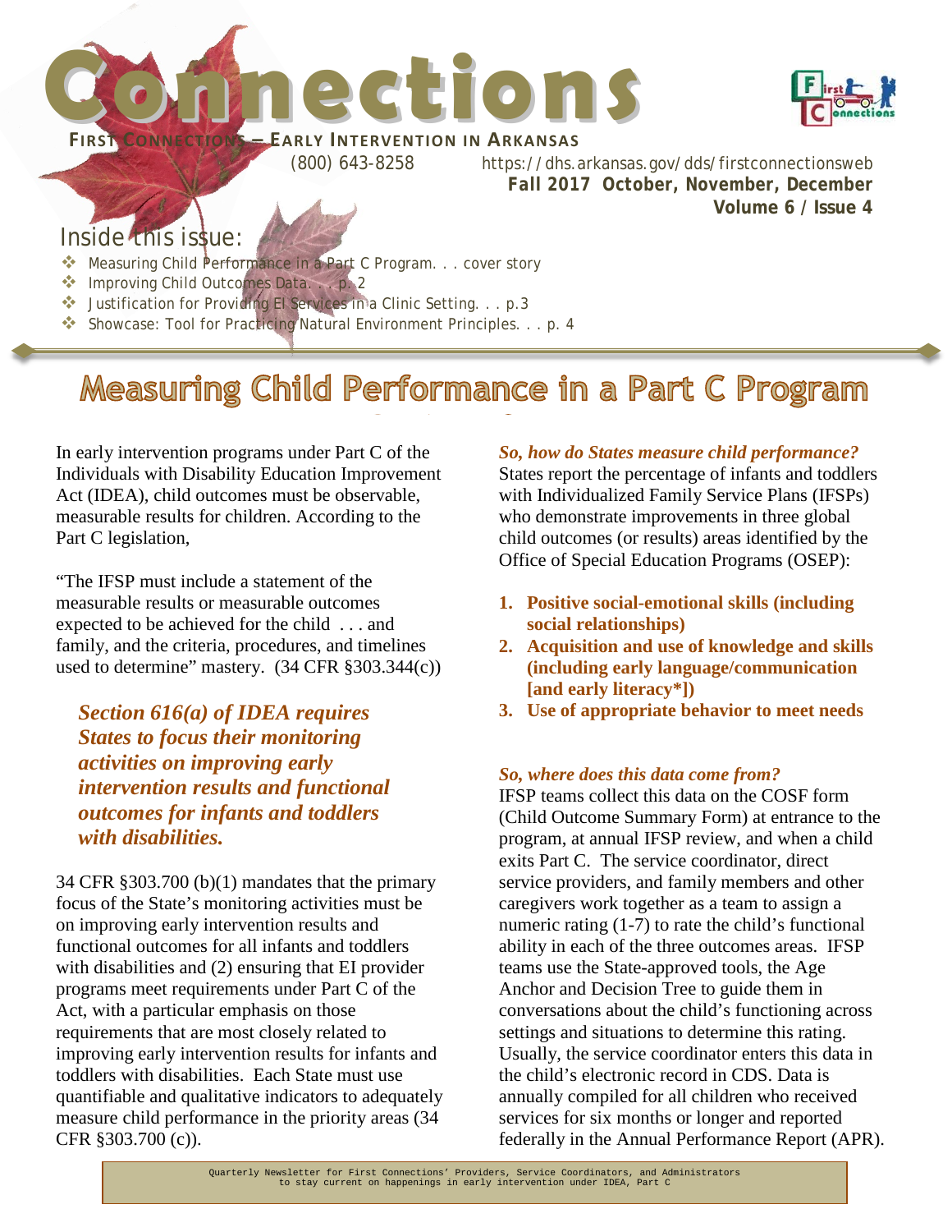# Connections

**FIRST CONNECTIONS — EARLY INTERVENTION IN ARKANSAS**

(800) 643-8258 https://dhs.arkansas.gov/dds/firstconnectionsweb

**Fall 2017 October, November, December**

**Volume 6 / Issue 4**

## Inside this issue:

- Measuring Child Performance in a Part C Program. . . cover story
- Improving Child Outcomes Data. . . p. 2
- Justification for Providing EI Services in a Clinic Setting. . . p.3
- Showcase: Tool for Practicing Natural Environment Principles. . . p. 4

# Measuring Child Performance in a Part C Program

In early intervention programs under Part C of the Individuals with Disability Education Improvement Act (IDEA), child outcomes must be observable, measurable results for children. According to the Part C legislation,

"The IFSP must include a statement of the measurable results or measurable outcomes expected to be achieved for the child . . . and family, and the criteria, procedures, and timelines used to determine" mastery. (34 CFR §303.344(c))

***Section 616(a) of IDEA requires States to focus their monitoring activities on improving early intervention results and functional outcomes for infants and toddlers with disabilities.***

34 CFR §303.700 (b)(1) mandates that the primary focus of the State's monitoring activities must be on improving early intervention results and functional outcomes for all infants and toddlers with disabilities and (2) ensuring that EI provider programs meet requirements under Part C of the Act, with a particular emphasis on those requirements that are most closely related to improving early intervention results for infants and toddlers with disabilities. Each State must use quantifiable and qualitative indicators to adequately measure child performance in the priority areas (34 CFR §303.700 (c)).

***So, how do States measure child performance?***

States report the percentage of infants and toddlers with Individualized Family Service Plans (IFSPs) who demonstrate improvements in three global child outcomes (or results) areas identified by the Office of Special Education Programs (OSEP):

1. **Positive social-emotional skills (including social relationships)**
2. **Acquisition and use of knowledge and skills (including early language/communication [and early literacy*])**
3. **Use of appropriate behavior to meet needs**

***So, where does this data come from?***

IFSP teams collect this data on the COSF form (Child Outcome Summary Form) at entrance to the program, at annual IFSP review, and when a child exits Part C. The service coordinator, direct service providers, and family members and other caregivers work together as a team to assign a numeric rating (1-7) to rate the child's functional ability in each of the three outcomes areas. IFSP teams use the State-approved tools, the Age Anchor and Decision Tree to guide them in conversations about the child's functioning across settings and situations to determine this rating. Usually, the service coordinator enters this data in the child's electronic record in CDS. Data is annually compiled for all children who received services for six months or longer and reported federally in the Annual Performance Report (APR).

Quarterly Newsletter for First Connections' Providers, Service Coordinators, and Administrators to stay current on happenings in early intervention under IDEA, Part C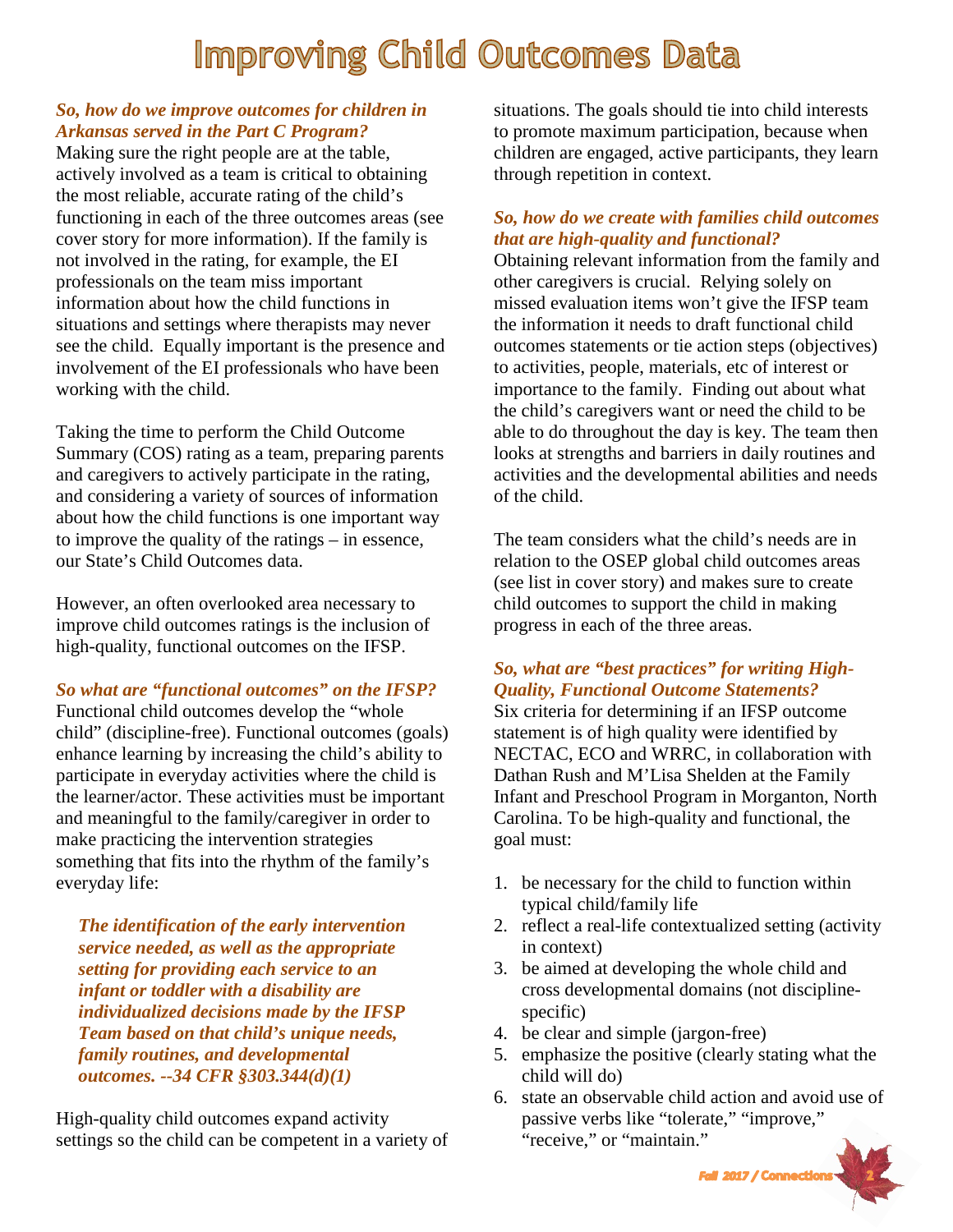# Improving Child Outcomes Data

***So, how do we improve outcomes for children in Arkansas served in the Part C Program?***

Making sure the right people are at the table, actively involved as a team is critical to obtaining the most reliable, accurate rating of the child's functioning in each of the three outcomes areas (see cover story for more information). If the family is not involved in the rating, for example, the EI professionals on the team miss important information about how the child functions in situations and settings where therapists may never see the child. Equally important is the presence and involvement of the EI professionals who have been working with the child.

Taking the time to perform the Child Outcome Summary (COS) rating as a team, preparing parents and caregivers to actively participate in the rating, and considering a variety of sources of information about how the child functions is one important way to improve the quality of the ratings – in essence, our State's Child Outcomes data.

However, an often overlooked area necessary to improve child outcomes ratings is the inclusion of high-quality, functional outcomes on the IFSP.

***So what are "functional outcomes" on the IFSP?***

Functional child outcomes develop the "whole child" (discipline-free). Functional outcomes (goals) enhance learning by increasing the child's ability to participate in everyday activities where the child is the learner/actor. These activities must be important and meaningful to the family/caregiver in order to make practicing the intervention strategies something that fits into the rhythm of the family's everyday life:

> ***The identification of the early intervention service needed, as well as the appropriate setting for providing each service to an infant or toddler with a disability are individualized decisions made by the IFSP Team based on that child's unique needs, family routines, and developmental outcomes. --34 CFR §303.344(d)(1)***

High-quality child outcomes expand activity settings so the child can be competent in a variety of situations. The goals should tie into child interests to promote maximum participation, because when children are engaged, active participants, they learn through repetition in context.

***So, how do we create with families child outcomes that are high-quality and functional?***

Obtaining relevant information from the family and other caregivers is crucial. Relying solely on missed evaluation items won't give the IFSP team the information it needs to draft functional child outcomes statements or tie action steps (objectives) to activities, people, materials, etc of interest or importance to the family. Finding out about what the child's caregivers want or need the child to be able to do throughout the day is key. The team then looks at strengths and barriers in daily routines and activities and the developmental abilities and needs of the child.

The team considers what the child's needs are in relation to the OSEP global child outcomes areas (see list in cover story) and makes sure to create child outcomes to support the child in making progress in each of the three areas.

***So, what are "best practices" for writing High-Quality, Functional Outcome Statements?***

Six criteria for determining if an IFSP outcome statement is of high quality were identified by NECTAC, ECO and WRRC, in collaboration with Dathan Rush and M'Lisa Shelden at the Family Infant and Preschool Program in Morganton, North Carolina. To be high-quality and functional, the goal must:

1. be necessary for the child to function within typical child/family life
2. reflect a real-life contextualized setting (activity in context)
3. be aimed at developing the whole child and cross developmental domains (not discipline-specific)
4. be clear and simple (jargon-free)
5. emphasize the positive (clearly stating what the child will do)
6. state an observable child action and avoid use of passive verbs like "tolerate," "improve," "receive," or "maintain."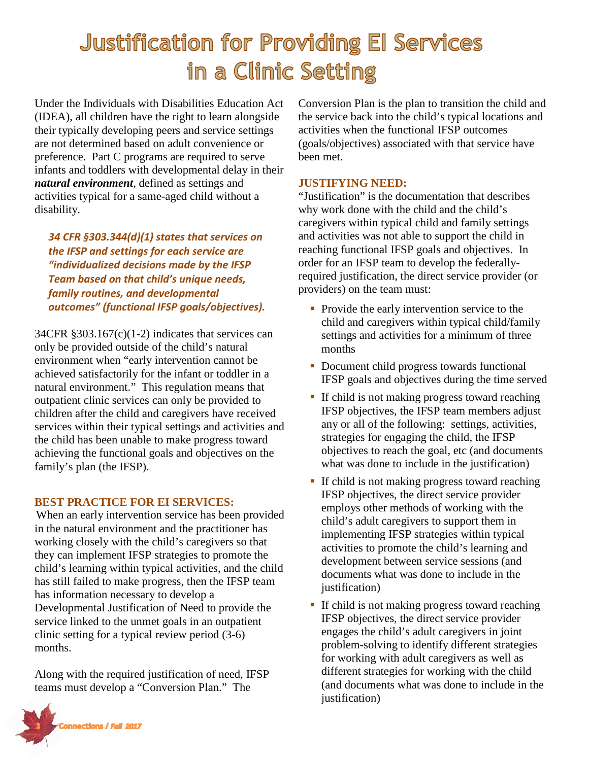# Justification for Providing EI Services in a Clinic Setting

Under the Individuals with Disabilities Education Act (IDEA), all children have the right to learn alongside their typically developing peers and service settings are not determined based on adult convenience or preference. Part C programs are required to serve infants and toddlers with developmental delay in their ***natural environment***, defined as settings and activities typical for a same-aged child without a disability.

> ***34 CFR §303.344(d)(1) states that services on the IFSP and settings for each service are "individualized decisions made by the IFSP Team based on that child's unique needs, family routines, and developmental outcomes" (functional IFSP goals/objectives).***

34CFR §303.167(c)(1-2) indicates that services can only be provided outside of the child's natural environment when "early intervention cannot be achieved satisfactorily for the infant or toddler in a natural environment." This regulation means that outpatient clinic services can only be provided to children after the child and caregivers have received services within their typical settings and activities and the child has been unable to make progress toward achieving the functional goals and objectives on the family's plan (the IFSP).

### BEST PRACTICE FOR EI SERVICES:

When an early intervention service has been provided in the natural environment and the practitioner has working closely with the child's caregivers so that they can implement IFSP strategies to promote the child's learning within typical activities, and the child has still failed to make progress, then the IFSP team has information necessary to develop a Developmental Justification of Need to provide the service linked to the unmet goals in an outpatient clinic setting for a typical review period (3-6) months.

Along with the required justification of need, IFSP teams must develop a "Conversion Plan." The Conversion Plan is the plan to transition the child and the service back into the child's typical locations and activities when the functional IFSP outcomes (goals/objectives) associated with that service have been met.

### JUSTIFYING NEED:

"Justification" is the documentation that describes why work done with the child and the child's caregivers within typical child and family settings and activities was not able to support the child in reaching functional IFSP goals and objectives. In order for an IFSP team to develop the federally-required justification, the direct service provider (or providers) on the team must:

- Provide the early intervention service to the child and caregivers within typical child/family settings and activities for a minimum of three months
- Document child progress towards functional IFSP goals and objectives during the time served
- If child is not making progress toward reaching IFSP objectives, the IFSP team members adjust any or all of the following: settings, activities, strategies for engaging the child, the IFSP objectives to reach the goal, etc (and documents what was done to include in the justification)
- If child is not making progress toward reaching IFSP objectives, the direct service provider employs other methods of working with the child's adult caregivers to support them in implementing IFSP strategies within typical activities to promote the child's learning and development between service sessions (and documents what was done to include in the justification)
- If child is not making progress toward reaching IFSP objectives, the direct service provider engages the child's adult caregivers in joint problem-solving to identify different strategies for working with adult caregivers as well as different strategies for working with the child (and documents what was done to include in the justification)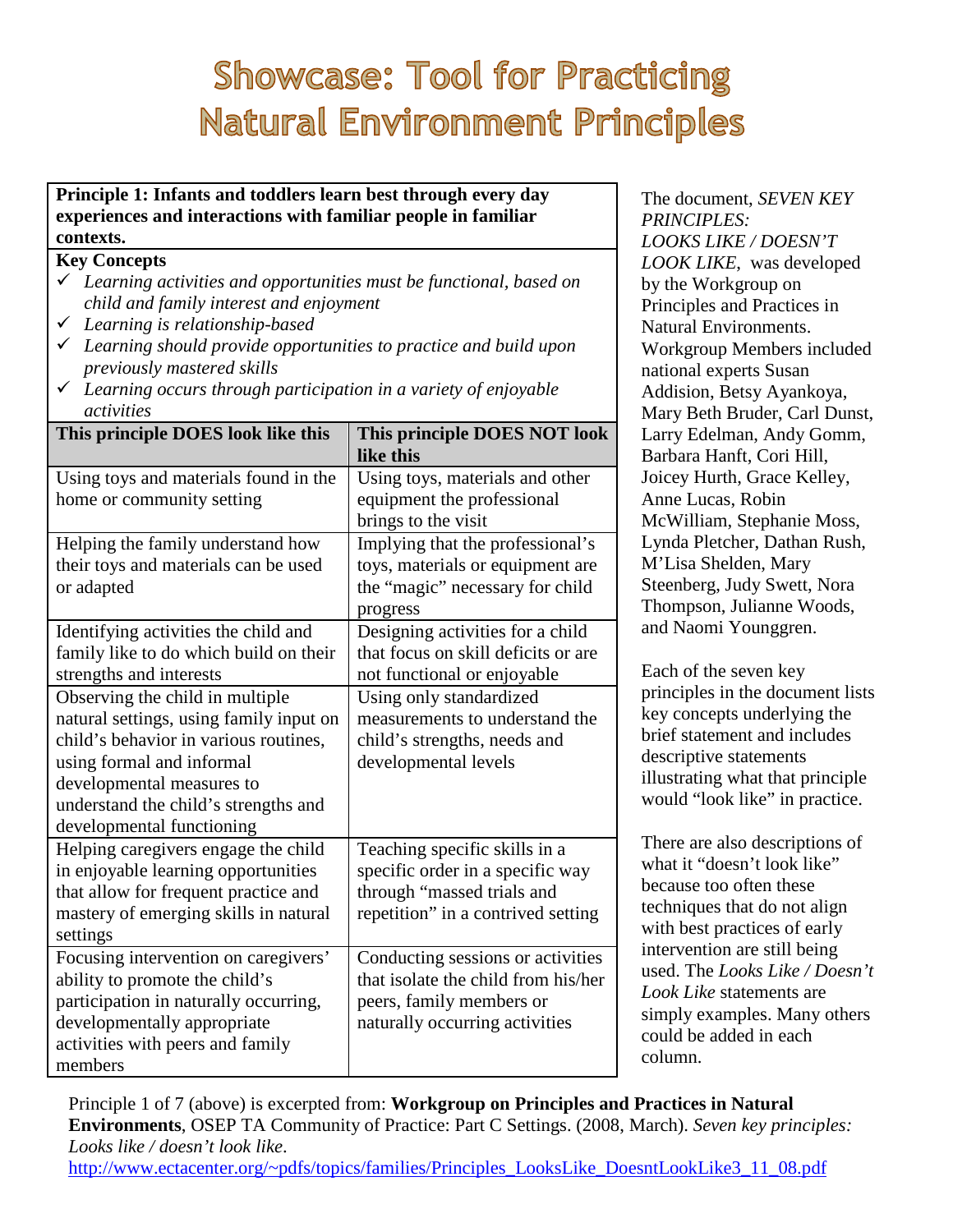# Showcase: Tool for Practicing Natural Environment Principles

**Principle 1: Infants and toddlers learn best through every day experiences and interactions with familiar people in familiar contexts.**

**Key Concepts**

- ✓ *Learning activities and opportunities must be functional, based on child and family interest and enjoyment*
- ✓ *Learning is relationship-based*
- ✓ *Learning should provide opportunities to practice and build upon previously mastered skills*
- ✓ *Learning occurs through participation in a variety of enjoyable activities*

| This principle DOES look like this | This principle DOES NOT look like this |
|---|---|
| Using toys and materials found in the home or community setting | Using toys, materials and other equipment the professional brings to the visit |
| Helping the family understand how their toys and materials can be used or adapted | Implying that the professional's toys, materials or equipment are the "magic" necessary for child progress |
| Identifying activities the child and family like to do which build on their strengths and interests | Designing activities for a child that focus on skill deficits or are not functional or enjoyable |
| Observing the child in multiple natural settings, using family input on child's behavior in various routines, using formal and informal developmental measures to understand the child's strengths and developmental functioning | Using only standardized measurements to understand the child's strengths, needs and developmental levels |
| Helping caregivers engage the child in enjoyable learning opportunities that allow for frequent practice and mastery of emerging skills in natural settings | Teaching specific skills in a specific order in a specific way through "massed trials and repetition" in a contrived setting |
| Focusing intervention on caregivers' ability to promote the child's participation in naturally occurring, developmentally appropriate activities with peers and family members | Conducting sessions or activities that isolate the child from his/her peers, family members or naturally occurring activities |

The document, *SEVEN KEY PRINCIPLES: LOOKS LIKE / DOESN'T LOOK LIKE*, was developed by the Workgroup on Principles and Practices in Natural Environments. Workgroup Members included national experts Susan Addision, Betsy Ayankoya, Mary Beth Bruder, Carl Dunst, Larry Edelman, Andy Gomm, Barbara Hanft, Cori Hill, Joicey Hurth, Grace Kelley, Anne Lucas, Robin McWilliam, Stephanie Moss, Lynda Pletcher, Dathan Rush, M'Lisa Shelden, Mary Steenberg, Judy Swett, Nora Thompson, Julianne Woods, and Naomi Younggren.

Each of the seven key principles in the document lists key concepts underlying the brief statement and includes descriptive statements illustrating what that principle would "look like" in practice.

There are also descriptions of what it "doesn't look like" because too often these techniques that do not align with best practices of early intervention are still being used. The *Looks Like / Doesn't Look Like* statements are simply examples. Many others could be added in each column.

Principle 1 of 7 (above) is excerpted from: **Workgroup on Principles and Practices in Natural Environments**, OSEP TA Community of Practice: Part C Settings. (2008, March). *Seven key principles: Looks like / doesn't look like*.
http://www.ectacenter.org/~pdfs/topics/families/Principles_LooksLike_DoesntLookLike3_11_08.pdf